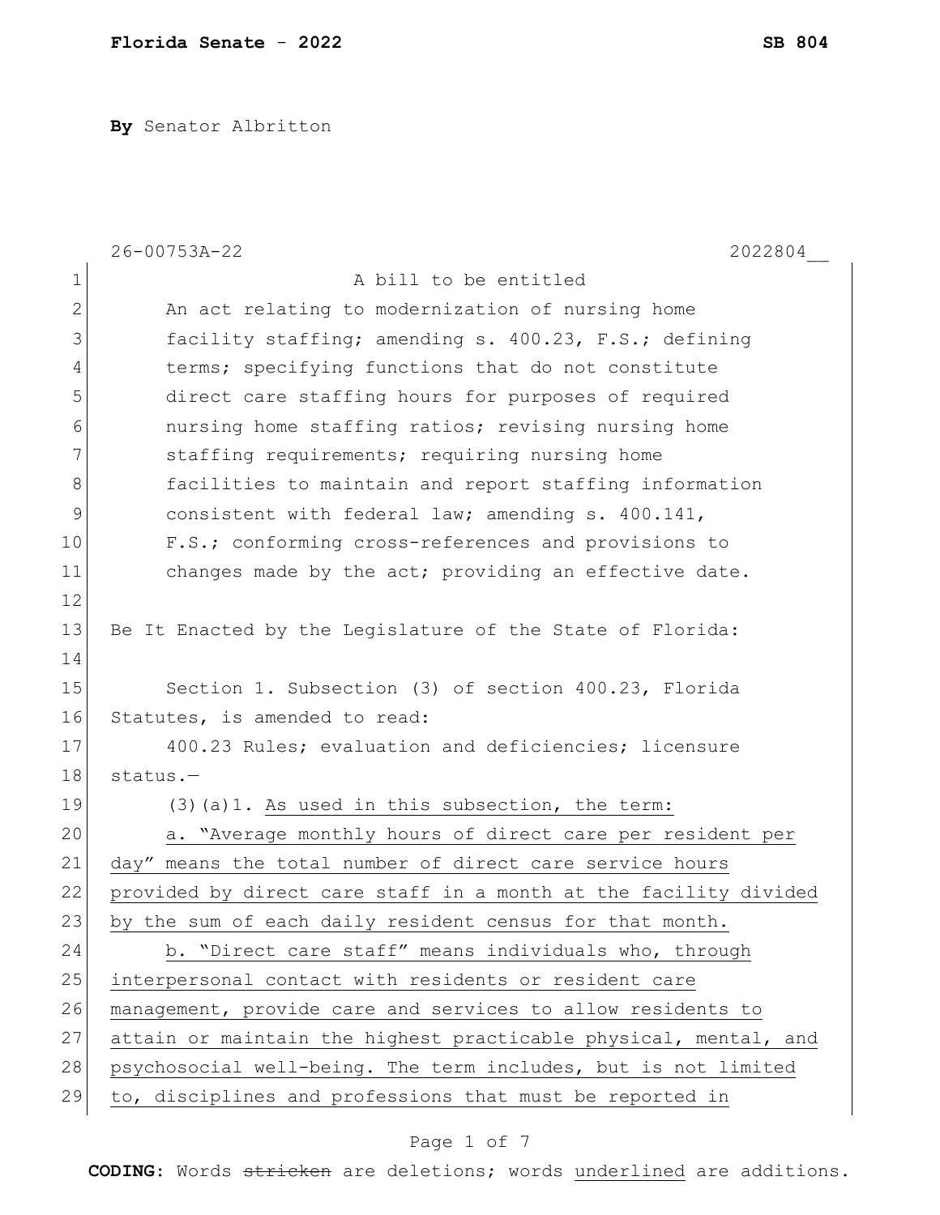By Senator Albritton

26-00753A-22 2022804__

A bill to be entitled

An act relating to modernization of nursing home facility staffing; amending s. 400.23, F.S.; defining terms; specifying functions that do not constitute direct care staffing hours for purposes of required nursing home staffing ratios; revising nursing home staffing requirements; requiring nursing home facilities to maintain and report staffing information consistent with federal law; amending s. 400.141, F.S.; conforming cross-references and provisions to changes made by the act; providing an effective date.

Be It Enacted by the Legislature of the State of Florida:

Section 1. Subsection (3) of section 400.23, Florida Statutes, is amended to read:

400.23 Rules; evaluation and deficiencies; licensure status.—

(3)(a)1. As used in this subsection, the term:

a. "Average monthly hours of direct care per resident per day" means the total number of direct care service hours provided by direct care staff in a month at the facility divided by the sum of each daily resident census for that month.

b. "Direct care staff" means individuals who, through interpersonal contact with residents or resident care management, provide care and services to allow residents to attain or maintain the highest practicable physical, mental, and psychosocial well-being. The term includes, but is not limited to, disciplines and professions that must be reported in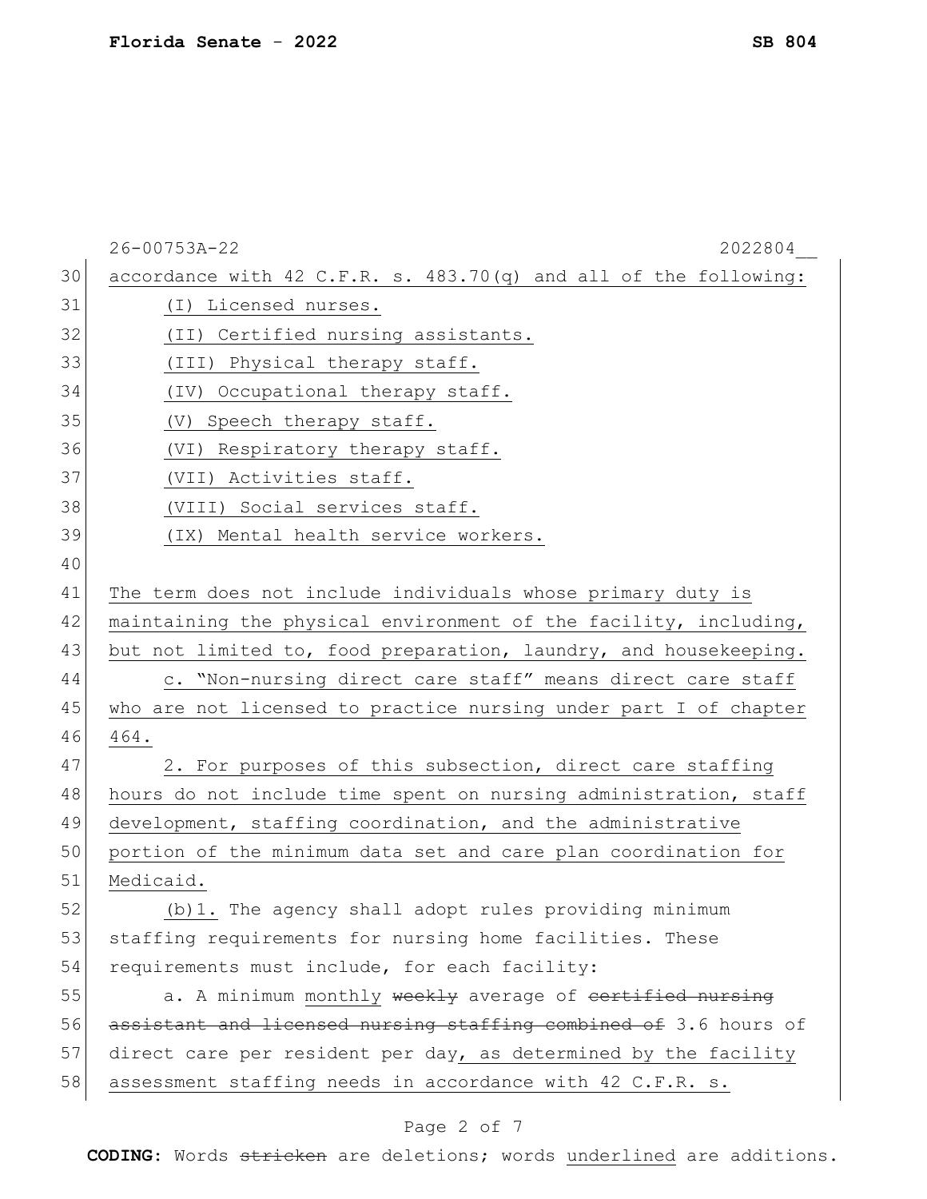accordance with 42 C.F.R. s. 483.70(q) and all of the following:

(I) Licensed nurses.

(II) Certified nursing assistants.

(III) Physical therapy staff.

(IV) Occupational therapy staff.

(V) Speech therapy staff.

(VI) Respiratory therapy staff.

(VII) Activities staff.

(VIII) Social services staff.

(IX) Mental health service workers.

The term does not include individuals whose primary duty is maintaining the physical environment of the facility, including, but not limited to, food preparation, laundry, and housekeeping.

c. "Non-nursing direct care staff" means direct care staff who are not licensed to practice nursing under part I of chapter 464.

2. For purposes of this subsection, direct care staffing hours do not include time spent on nursing administration, staff development, staffing coordination, and the administrative portion of the minimum data set and care plan coordination for Medicaid.

(b)1. The agency shall adopt rules providing minimum staffing requirements for nursing home facilities. These requirements must include, for each facility:

a. A minimum monthly ~~weekly~~ average of ~~certified nursing assistant and licensed nursing staffing combined of~~ 3.6 hours of direct care per resident per day, as determined by the facility assessment staffing needs in accordance with 42 C.F.R. s.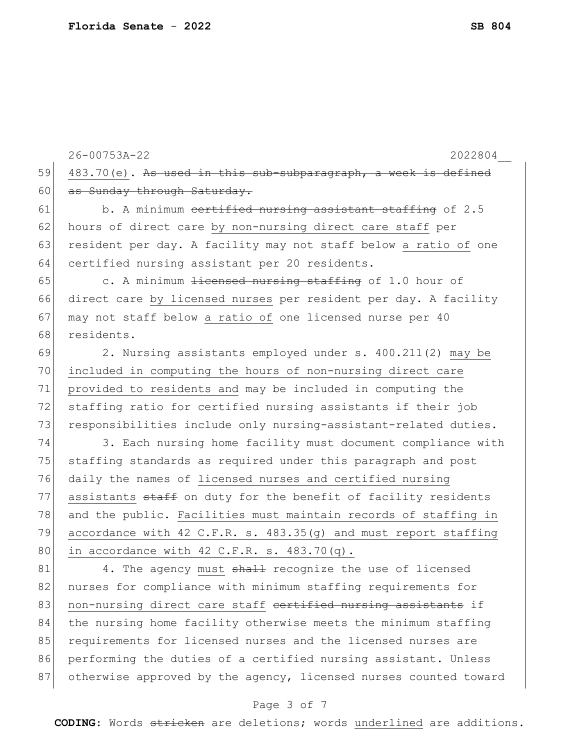483.70(e). ~~As used in this sub-subparagraph, a week is defined as Sunday through Saturday.~~

b. A minimum ~~certified nursing assistant staffing~~ of 2.5 hours of direct care <u>by non-nursing direct care staff</u> per resident per day. A facility may not staff below <u>a ratio of</u> one certified nursing assistant per 20 residents.

c. A minimum ~~licensed nursing staffing~~ of 1.0 hour of direct care <u>by licensed nurses</u> per resident per day. A facility may not staff below <u>a ratio of</u> one licensed nurse per 40 residents.

2. Nursing assistants employed under s. 400.211(2) <u>may be included in computing the hours of non-nursing direct care provided to residents and</u> may be included in computing the staffing ratio for certified nursing assistants if their job responsibilities include only nursing-assistant-related duties.

3. Each nursing home facility must document compliance with staffing standards as required under this paragraph and post daily the names of <u>licensed nurses and certified nursing assistants</u> ~~staff~~ on duty for the benefit of facility residents and the public. <u>Facilities must maintain records of staffing in accordance with 42 C.F.R. s. 483.35(g) and must report staffing in accordance with 42 C.F.R. s. 483.70(q).</u>

4. The agency <u>must</u> ~~shall~~ recognize the use of licensed nurses for compliance with minimum staffing requirements for <u>non-nursing direct care staff</u> ~~certified nursing assistants~~ if the nursing home facility otherwise meets the minimum staffing requirements for licensed nurses and the licensed nurses are performing the duties of a certified nursing assistant. Unless otherwise approved by the agency, licensed nurses counted toward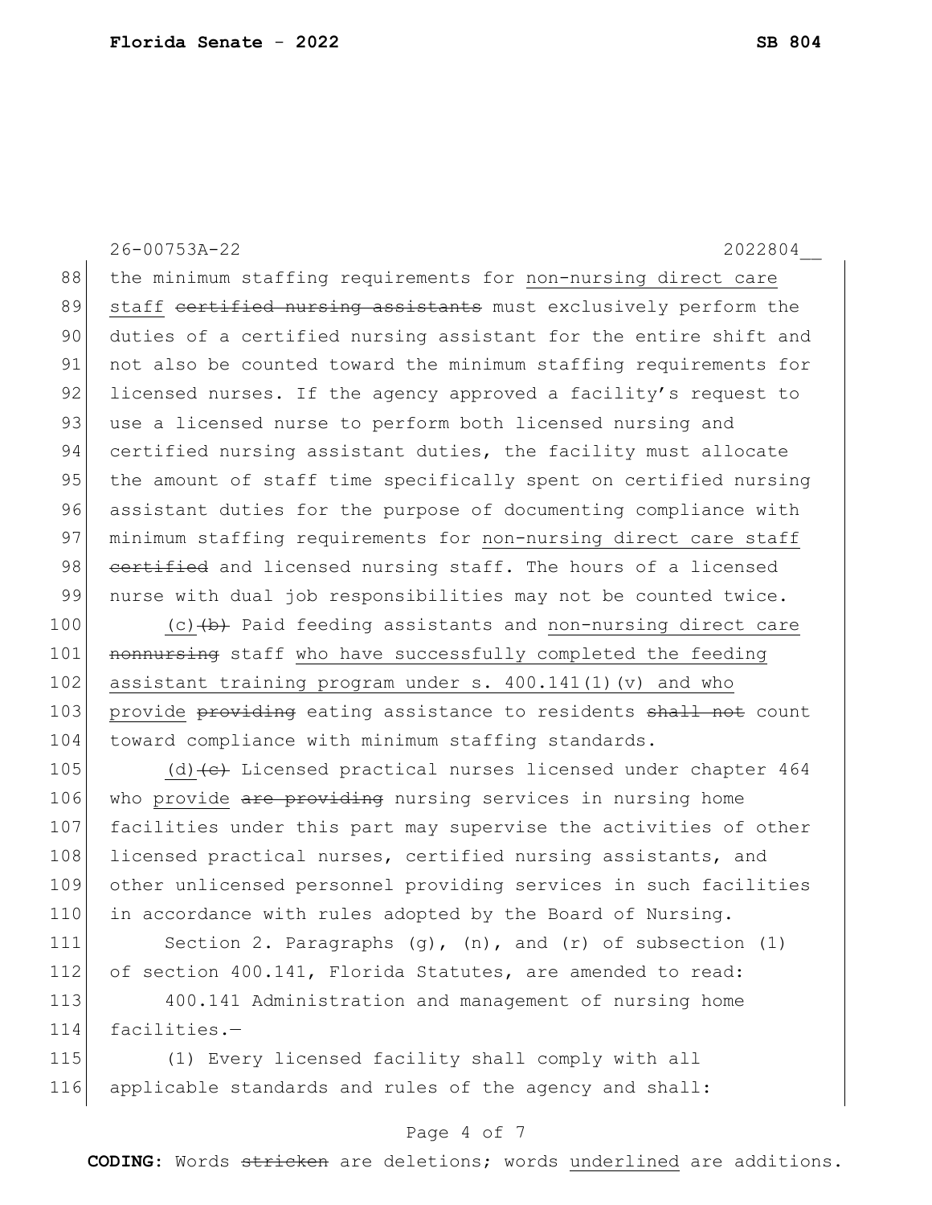the minimum staffing requirements for <u>non-nursing direct care staff</u> ~~certified nursing assistants~~ must exclusively perform the duties of a certified nursing assistant for the entire shift and not also be counted toward the minimum staffing requirements for licensed nurses. If the agency approved a facility's request to use a licensed nurse to perform both licensed nursing and certified nursing assistant duties, the facility must allocate the amount of staff time specifically spent on certified nursing assistant duties for the purpose of documenting compliance with minimum staffing requirements for <u>non-nursing direct care staff</u> ~~certified~~ and licensed nursing staff. The hours of a licensed nurse with dual job responsibilities may not be counted twice.

<u>(c)</u>~~(b)~~ Paid feeding assistants and <u>non-nursing direct care</u> ~~nonnursing~~ staff <u>who have successfully completed the feeding assistant training program under s. 400.141(1)(v) and who provide</u> ~~providing~~ eating assistance to residents ~~shall not~~ count toward compliance with minimum staffing standards.

<u>(d)</u>~~(c)~~ Licensed practical nurses licensed under chapter 464 who <u>provide</u> ~~are providing~~ nursing services in nursing home facilities under this part may supervise the activities of other licensed practical nurses, certified nursing assistants, and other unlicensed personnel providing services in such facilities in accordance with rules adopted by the Board of Nursing.

Section 2. Paragraphs (g), (n), and (r) of subsection (1) of section 400.141, Florida Statutes, are amended to read:

400.141 Administration and management of nursing home facilities.—

(1) Every licensed facility shall comply with all applicable standards and rules of the agency and shall: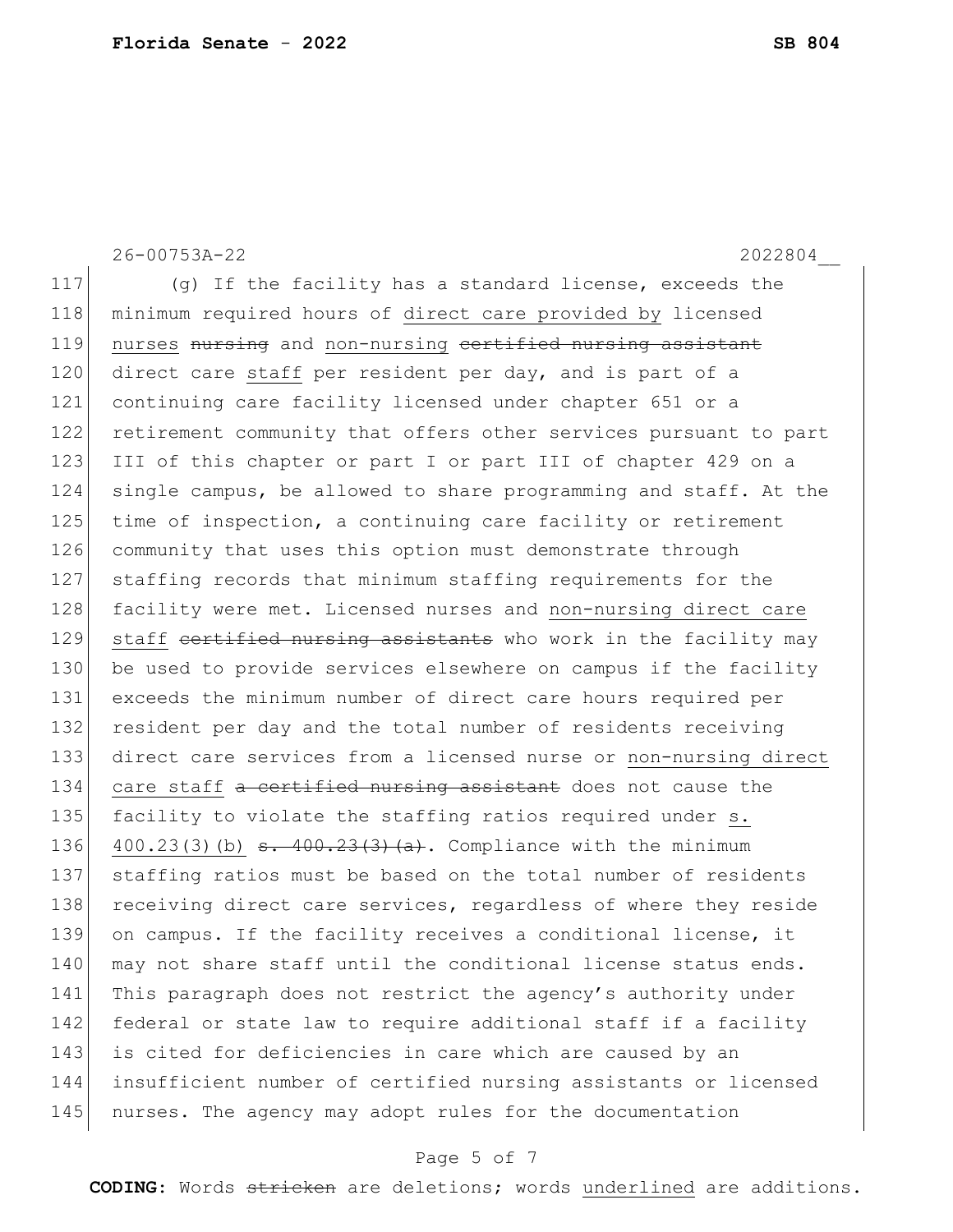26-00753A-22 2022804__

(g) If the facility has a standard license, exceeds the minimum required hours of <u>direct care provided by</u> licensed <u>nurses</u> ~~nursing~~ and <u>non-nursing</u> ~~certified nursing assistant~~ direct care <u>staff</u> per resident per day, and is part of a continuing care facility licensed under chapter 651 or a retirement community that offers other services pursuant to part III of this chapter or part I or part III of chapter 429 on a single campus, be allowed to share programming and staff. At the time of inspection, a continuing care facility or retirement community that uses this option must demonstrate through staffing records that minimum staffing requirements for the facility were met. Licensed nurses and <u>non-nursing direct care staff</u> ~~certified nursing assistants~~ who work in the facility may be used to provide services elsewhere on campus if the facility exceeds the minimum number of direct care hours required per resident per day and the total number of residents receiving direct care services from a licensed nurse or <u>non-nursing direct care staff</u> ~~a certified nursing assistant~~ does not cause the facility to violate the staffing ratios required under <u>s. 400.23(3)(b)</u> ~~s. 400.23(3)(a)~~. Compliance with the minimum staffing ratios must be based on the total number of residents receiving direct care services, regardless of where they reside on campus. If the facility receives a conditional license, it may not share staff until the conditional license status ends. This paragraph does not restrict the agency's authority under federal or state law to require additional staff if a facility is cited for deficiencies in care which are caused by an insufficient number of certified nursing assistants or licensed nurses. The agency may adopt rules for the documentation

**CODING:** Words ~~stricken~~ are deletions; words <u>underlined</u> are additions.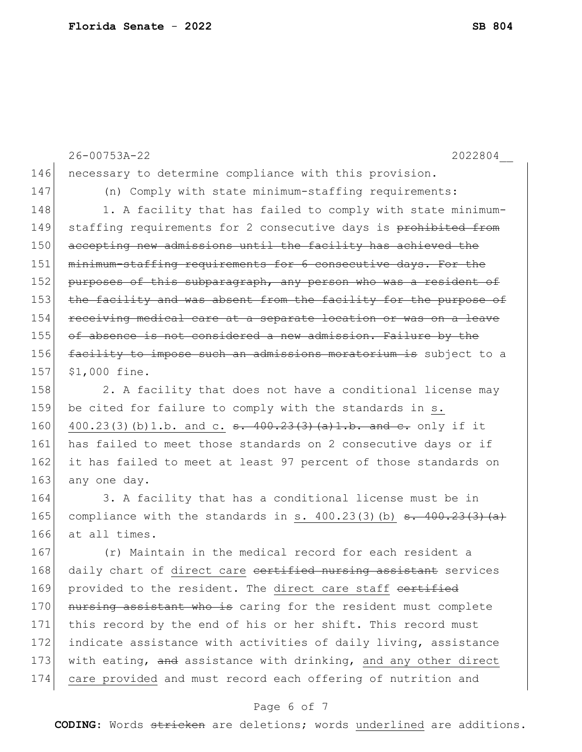necessary to determine compliance with this provision.

(n) Comply with state minimum-staffing requirements:

1. A facility that has failed to comply with state minimum-staffing requirements for 2 consecutive days is ~~prohibited from accepting new admissions until the facility has achieved the minimum-staffing requirements for 6 consecutive days. For the purposes of this subparagraph, any person who was a resident of the facility and was absent from the facility for the purpose of receiving medical care at a separate location or was on a leave of absence is not considered a new admission. Failure by the facility to impose such an admissions moratorium is~~ subject to a $1,000 fine.

2. A facility that does not have a conditional license may be cited for failure to comply with the standards in <u>s. 400.23(3)(b)1.b. and c.</u> ~~s. 400.23(3)(a)1.b. and c.~~ only if it has failed to meet those standards on 2 consecutive days or if it has failed to meet at least 97 percent of those standards on any one day.

3. A facility that has a conditional license must be in compliance with the standards in <u>s. 400.23(3)(b)</u> ~~s. 400.23(3)(a)~~ at all times.

(r) Maintain in the medical record for each resident a daily chart of <u>direct care</u> ~~certified nursing assistant~~ services provided to the resident. The <u>direct care staff</u> ~~certified nursing assistant who is~~ caring for the resident must complete this record by the end of his or her shift. This record must indicate assistance with activities of daily living, assistance with eating, ~~and~~ assistance with drinking, <u>and any other direct care provided</u> and must record each offering of nutrition and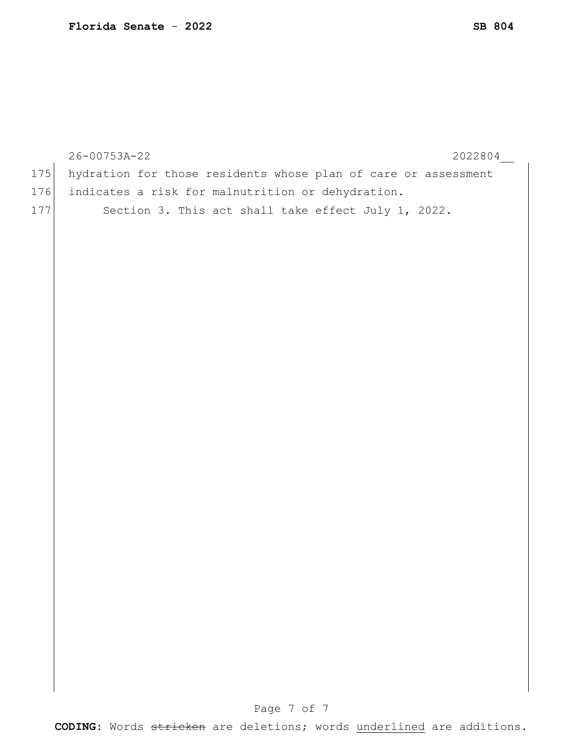26-00753A-22 2022804__

175 hydration for those residents whose plan of care or assessment
176 indicates a risk for malnutrition or dehydration.
177 Section 3. This act shall take effect July 1, 2022.

**CODING:** Words ~~stricken~~ are deletions; words <u>underlined</u> are additions.